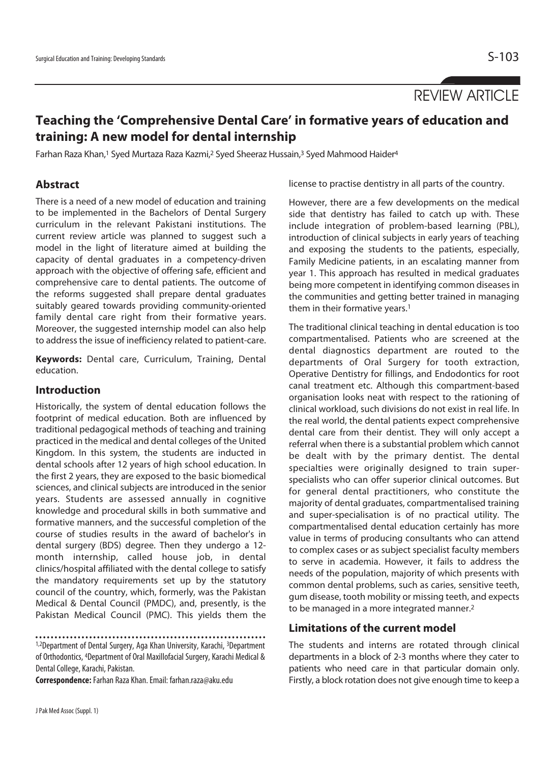REVIEW ARTICLE

# Teaching the 'Comprehensive Dental Care' in formative years of education and training: A new model for dental internship

Farhan Raza Khan,[1] Syed Murtaza Raza Kazmi,[2] Syed Sheeraz Hussain,[3] Syed Mahmood Haider[4]

## Abstract

There is a need of a new model of education and training to be implemented in the Bachelors of Dental Surgery curriculum in the relevant Pakistani institutions. The current review article was planned to suggest such a model in the light of literature aimed at building the capacity of dental graduates in a competency-driven approach with the objective of offering safe, efficient and comprehensive care to dental patients. The outcome of the reforms suggested shall prepare dental graduates suitably geared towards providing community-oriented family dental care right from their formative years. Moreover, the suggested internship model can also help to address the issue of inefficiency related to patient-care.

**Keywords:** Dental care, Curriculum, Training, Dental education.

## Introduction

Historically, the system of dental education follows the footprint of medical education. Both are influenced by traditional pedagogical methods of teaching and training practiced in the medical and dental colleges of the United Kingdom. In this system, the students are inducted in dental schools after 12 years of high school education. In the first 2 years, they are exposed to the basic biomedical sciences, and clinical subjects are introduced in the senior years. Students are assessed annually in cognitive knowledge and procedural skills in both summative and formative manners, and the successful completion of the course of studies results in the award of bachelor's in dental surgery (BDS) degree. Then they undergo a 12-month internship, called house job, in dental clinics/hospital affiliated with the dental college to satisfy the mandatory requirements set up by the statutory council of the country, which, formerly, was the Pakistan Medical & Dental Council (PMDC), and, presently, is the Pakistan Medical Council (PMC). This yields them the license to practise dentistry in all parts of the country.

However, there are a few developments on the medical side that dentistry has failed to catch up with. These include integration of problem-based learning (PBL), introduction of clinical subjects in early years of teaching and exposing the students to the patients, especially, Family Medicine patients, in an escalating manner from year 1. This approach has resulted in medical graduates being more competent in identifying common diseases in the communities and getting better trained in managing them in their formative years.[1]

The traditional clinical teaching in dental education is too compartmentalised. Patients who are screened at the dental diagnostics department are routed to the departments of Oral Surgery for tooth extraction, Operative Dentistry for fillings, and Endodontics for root canal treatment etc. Although this compartment-based organisation looks neat with respect to the rationing of clinical workload, such divisions do not exist in real life. In the real world, the dental patients expect comprehensive dental care from their dentist. They will only accept a referral when there is a substantial problem which cannot be dealt with by the primary dentist. The dental specialties were originally designed to train super-specialists who can offer superior clinical outcomes. But for general dental practitioners, who constitute the majority of dental graduates, compartmentalised training and super-specialisation is of no practical utility. The compartmentalised dental education certainly has more value in terms of producing consultants who can attend to complex cases or as subject specialist faculty members to serve in academia. However, it fails to address the needs of the population, majority of which presents with common dental problems, such as caries, sensitive teeth, gum disease, tooth mobility or missing teeth, and expects to be managed in a more integrated manner.[2]

## Limitations of the current model

The students and interns are rotated through clinical departments in a block of 2-3 months where they cater to patients who need care in that particular domain only. Firstly, a block rotation does not give enough time to keep a

[1,2]Department of Dental Surgery, Aga Khan University, Karachi, [3]Department of Orthodontics, [4]Department of Oral Maxillofacial Surgery, Karachi Medical & Dental College, Karachi, Pakistan.

**Correspondence:** Farhan Raza Khan. Email: farhan.raza@aku.edu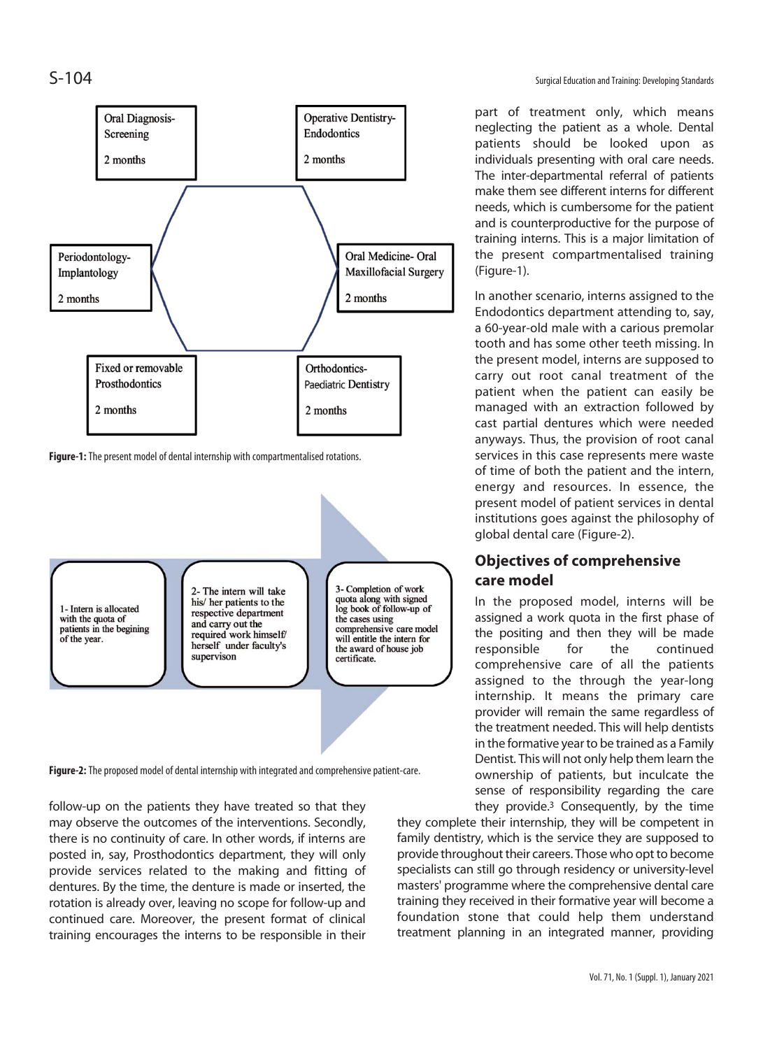Oral Diagnosis-Screening

2 months

Operative Dentistry-Endodontics

2 months

Periodontology-Implantology

2 months

Oral Medicine- Oral Maxillofacial Surgery

2 months

Fixed or removable Prosthodontics

2 months

Orthodontics-Paediatric Dentistry

2 months

**Figure-1:** The present model of dental internship with compartmentalised rotations.

1- Intern is allocated with the quota of patients in the begining of the year.

2- The intern will take his/ her patients to the respective department and carry out the required work himself/ herself under faculty's supervison

3- Completion of work quota along with signed log book of follow-up of the cases using comprehensive care model will entitle the intern for the award of house job certificate.

**Figure-2:** The proposed model of dental internship with integrated and comprehensive patient-care.

follow-up on the patients they have treated so that they may observe the outcomes of the interventions. Secondly, there is no continuity of care. In other words, if interns are posted in, say, Prosthodontics department, they will only provide services related to the making and fitting of dentures. By the time, the denture is made or inserted, the rotation is already over, leaving no scope for follow-up and continued care. Moreover, the present format of clinical training encourages the interns to be responsible in their part of treatment only, which means neglecting the patient as a whole. Dental patients should be looked upon as individuals presenting with oral care needs. The inter-departmental referral of patients make them see different interns for different needs, which is cumbersome for the patient and is counterproductive for the purpose of training interns. This is a major limitation of the present compartmentalised training (Figure-1).

In another scenario, interns assigned to the Endodontics department attending to, say, a 60-year-old male with a carious premolar tooth and has some other teeth missing. In the present model, interns are supposed to carry out root canal treatment of the patient when the patient can easily be managed with an extraction followed by cast partial dentures which were needed anyways. Thus, the provision of root canal services in this case represents mere waste of time of both the patient and the intern, energy and resources. In essence, the present model of patient services in dental institutions goes against the philosophy of global dental care (Figure-2).

## Objectives of comprehensive care model

In the proposed model, interns will be assigned a work quota in the first phase of the positing and then they will be made responsible for the continued comprehensive care of all the patients assigned to the through the year-long internship. It means the primary care provider will remain the same regardless of the treatment needed. This will help dentists in the formative year to be trained as a Family Dentist. This will not only help them learn the ownership of patients, but inculcate the sense of responsibility regarding the care they provide.[3] Consequently, by the time they complete their internship, they will be competent in family dentistry, which is the service they are supposed to provide throughout their careers. Those who opt to become specialists can still go through residency or university-level masters' programme where the comprehensive dental care training they received in their formative year will become a foundation stone that could help them understand treatment planning in an integrated manner, providing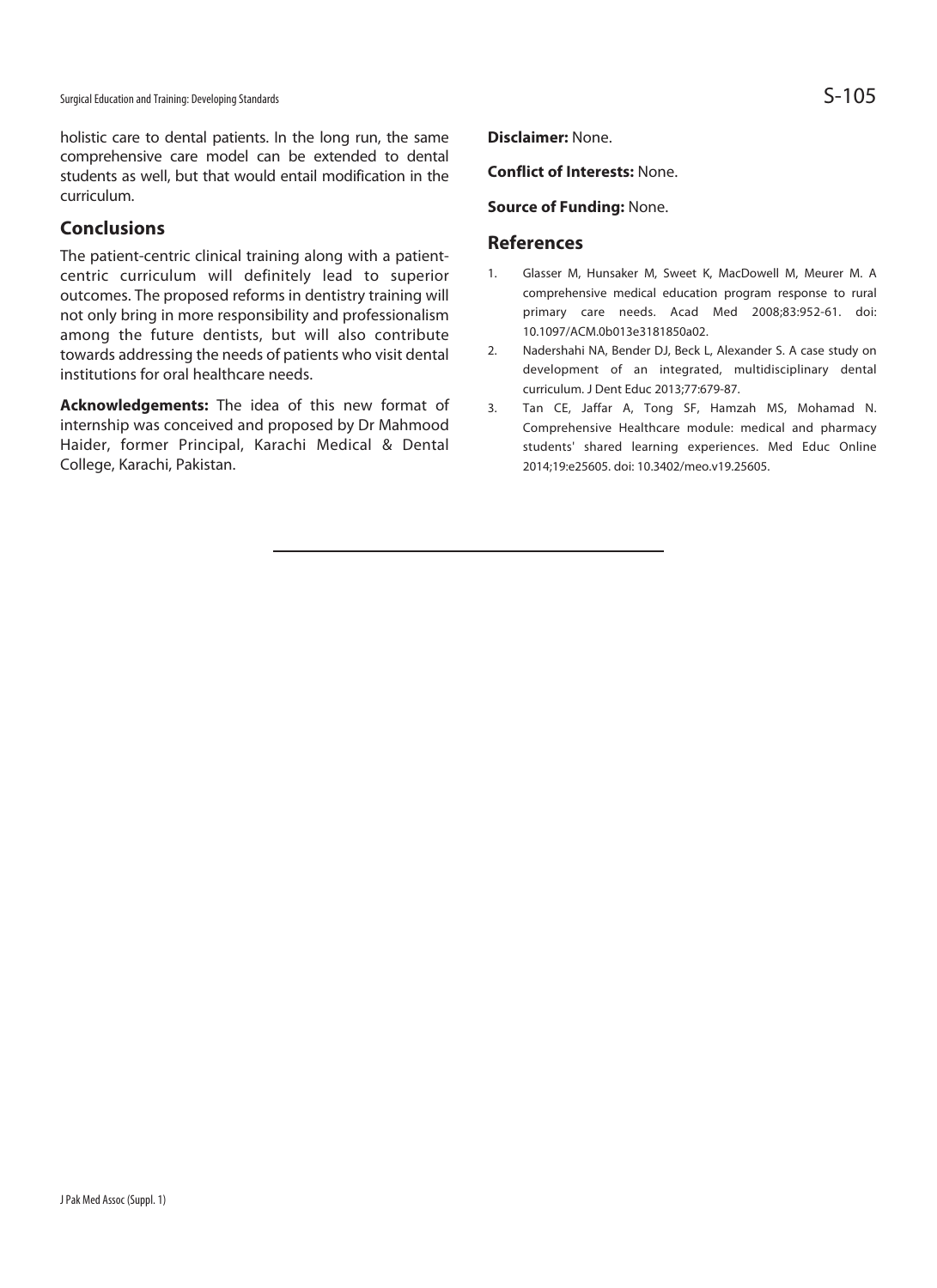holistic care to dental patients. In the long run, the same comprehensive care model can be extended to dental students as well, but that would entail modification in the curriculum.

## Conclusions

The patient-centric clinical training along with a patient-centric curriculum will definitely lead to superior outcomes. The proposed reforms in dentistry training will not only bring in more responsibility and professionalism among the future dentists, but will also contribute towards addressing the needs of patients who visit dental institutions for oral healthcare needs.

**Acknowledgements:** The idea of this new format of internship was conceived and proposed by Dr Mahmood Haider, former Principal, Karachi Medical & Dental College, Karachi, Pakistan.

**Disclaimer:** None.

**Conflict of Interests:** None.

**Source of Funding:** None.

## References

1. Glasser M, Hunsaker M, Sweet K, MacDowell M, Meurer M. A comprehensive medical education program response to rural primary care needs. Acad Med 2008;83:952-61. doi: 10.1097/ACM.0b013e3181850a02.
2. Nadershahi NA, Bender DJ, Beck L, Alexander S. A case study on development of an integrated, multidisciplinary dental curriculum. J Dent Educ 2013;77:679-87.
3. Tan CE, Jaffar A, Tong SF, Hamzah MS, Mohamad N. Comprehensive Healthcare module: medical and pharmacy students' shared learning experiences. Med Educ Online 2014;19:e25605. doi: 10.3402/meo.v19.25605.